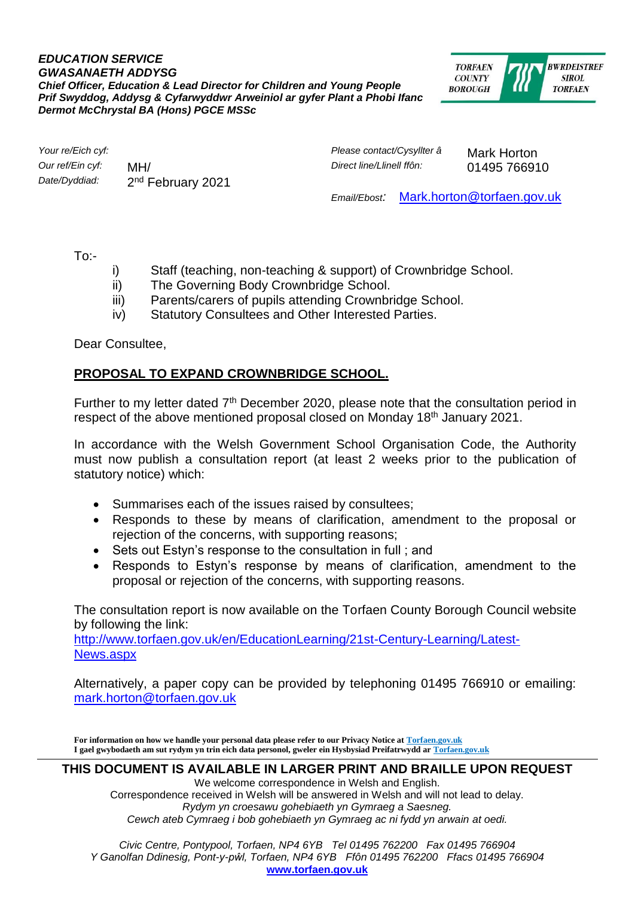***EDUCATION SERVICE***
***GWASANAETH ADDYSG***
***Chief Officer, Education & Lead Director for Children and Young People***
***Prif Swyddog, Addysg & Cyfarwyddwr Arweiniol ar gyfer Plant a Phobi Ifanc***
***Dermot McChrystal BA (Hons) PGCE MSSc***

TORFAEN COUNTY BOROUGH | BWRDEISTREF SIROL TORFAEN

*Your re/Eich cyf:*
*Our ref/Ein cyf:* MH/
*Date/Dyddiad:* 2nd February 2021

*Please contact/Cysyllter â* Mark Horton
*Direct line/Llinell ffôn:* 01495 766910
*Email/Ebost:* Mark.horton@torfaen.gov.uk

To:-

i) Staff (teaching, non-teaching & support) of Crownbridge School.
ii) The Governing Body Crownbridge School.
iii) Parents/carers of pupils attending Crownbridge School.
iv) Statutory Consultees and Other Interested Parties.

Dear Consultee,

**PROPOSAL TO EXPAND CROWNBRIDGE SCHOOL.**

Further to my letter dated 7th December 2020, please note that the consultation period in respect of the above mentioned proposal closed on Monday 18th January 2021.

In accordance with the Welsh Government School Organisation Code, the Authority must now publish a consultation report (at least 2 weeks prior to the publication of statutory notice) which:

- Summarises each of the issues raised by consultees;
- Responds to these by means of clarification, amendment to the proposal or rejection of the concerns, with supporting reasons;
- Sets out Estyn's response to the consultation in full ; and
- Responds to Estyn's response by means of clarification, amendment to the proposal or rejection of the concerns, with supporting reasons.

The consultation report is now available on the Torfaen County Borough Council website by following the link:
http://www.torfaen.gov.uk/en/EducationLearning/21st-Century-Learning/Latest-News.aspx

Alternatively, a paper copy can be provided by telephoning 01495 766910 or emailing: mark.horton@torfaen.gov.uk

**For information on how we handle your personal data please refer to our Privacy Notice at Torfaen.gov.uk**
**I gael gwybodaeth am sut rydym yn trin eich data personol, gweler ein Hysbysiad Preifatrwydd ar Torfaen.gov.uk**

**THIS DOCUMENT IS AVAILABLE IN LARGER PRINT AND BRAILLE UPON REQUEST**
We welcome correspondence in Welsh and English.
Correspondence received in Welsh will be answered in Welsh and will not lead to delay.
*Rydym yn croesawu gohebiaeth yn Gymraeg a Saesneg.*
*Cewch ateb Cymraeg i bob gohebiaeth yn Gymraeg ac ni fydd yn arwain at oedi.*

*Civic Centre, Pontypool, Torfaen, NP4 6YB Tel 01495 762200 Fax 01495 766904*
*Y Ganolfan Ddinesig, Pont-y-pŵl, Torfaen, NP4 6YB Ffôn 01495 762200 Ffacs 01495 766904*
**www.torfaen.gov.uk**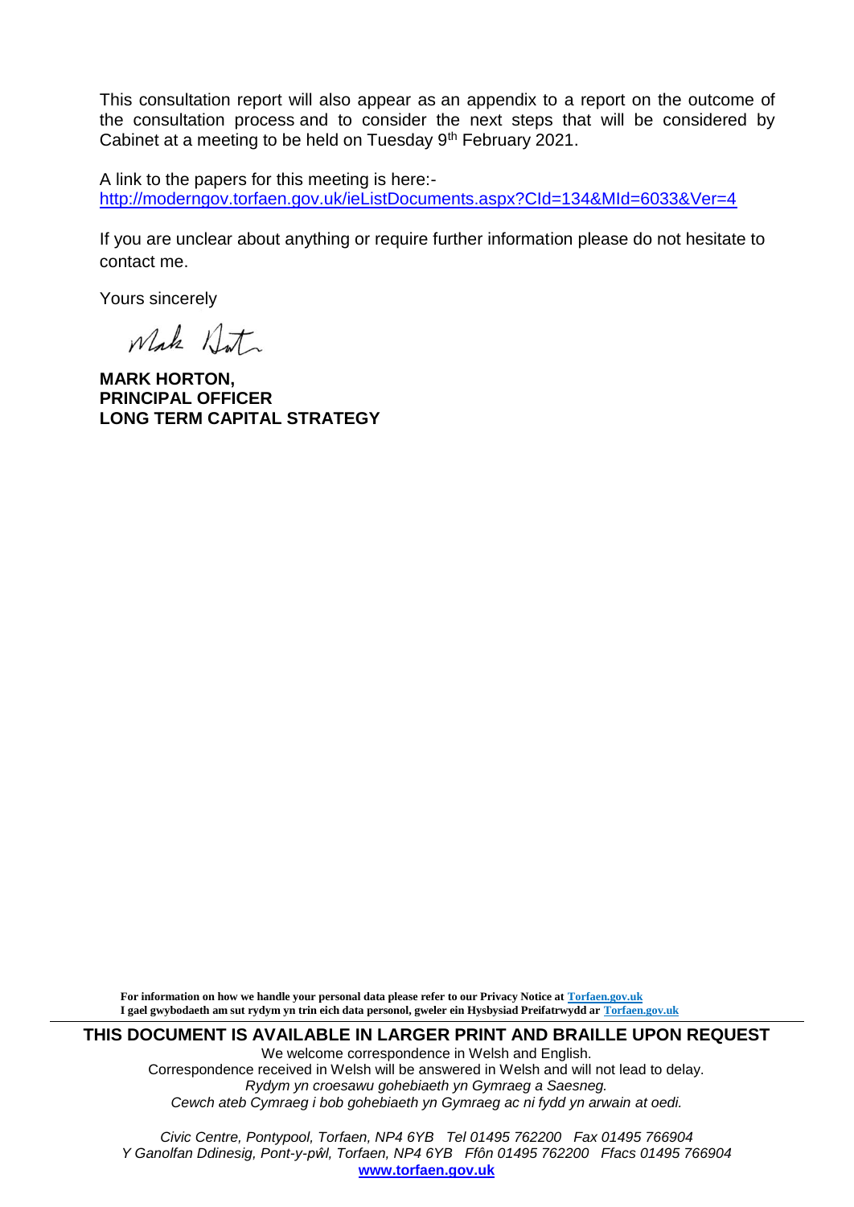This consultation report will also appear as an appendix to a report on the outcome of the consultation process and to consider the next steps that will be considered by Cabinet at a meeting to be held on Tuesday 9th February 2021.

A link to the papers for this meeting is here:-
http://moderngov.torfaen.gov.uk/ieListDocuments.aspx?CId=134&MId=6033&Ver=4

If you are unclear about anything or require further information please do not hesitate to contact me.

Yours sincerely

**MARK HORTON,**
**PRINCIPAL OFFICER**
**LONG TERM CAPITAL STRATEGY**

**For information on how we handle your personal data please refer to our Privacy Notice at Torfaen.gov.uk**
**I gael gwybodaeth am sut rydym yn trin eich data personol, gweler ein Hysbysiad Preifatrwydd ar Torfaen.gov.uk**

**THIS DOCUMENT IS AVAILABLE IN LARGER PRINT AND BRAILLE UPON REQUEST**

We welcome correspondence in Welsh and English.
Correspondence received in Welsh will be answered in Welsh and will not lead to delay.
*Rydym yn croesawu gohebiaeth yn Gymraeg a Saesneg.*
*Cewch ateb Cymraeg i bob gohebiaeth yn Gymraeg ac ni fydd yn arwain at oedi.*

*Civic Centre, Pontypool, Torfaen, NP4 6YB Tel 01495 762200 Fax 01495 766904*
*Y Ganolfan Ddinesig, Pont-y-pŵl, Torfaen, NP4 6YB Ffôn 01495 762200 Ffacs 01495 766904*
**www.torfaen.gov.uk**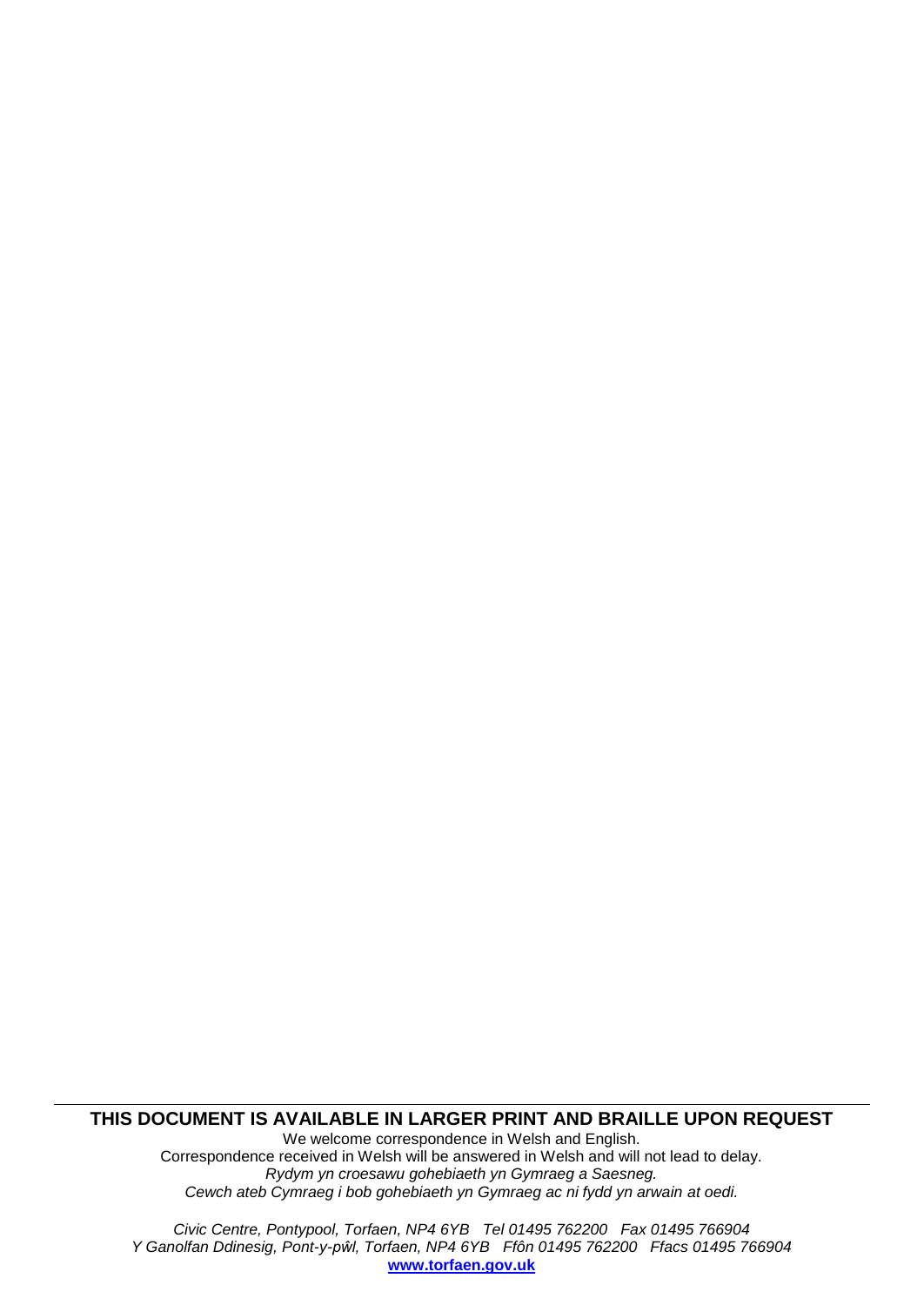**THIS DOCUMENT IS AVAILABLE IN LARGER PRINT AND BRAILLE UPON REQUEST**

We welcome correspondence in Welsh and English.
Correspondence received in Welsh will be answered in Welsh and will not lead to delay.
*Rydym yn croesawu gohebiaeth yn Gymraeg a Saesneg.*
*Cewch ateb Cymraeg i bob gohebiaeth yn Gymraeg ac ni fydd yn arwain at oedi.*

*Civic Centre, Pontypool, Torfaen, NP4 6YB Tel 01495 762200 Fax 01495 766904*
*Y Ganolfan Ddinesig, Pont-y-pŵl, Torfaen, NP4 6YB Ffôn 01495 762200 Ffacs 01495 766904*
**www.torfaen.gov.uk**